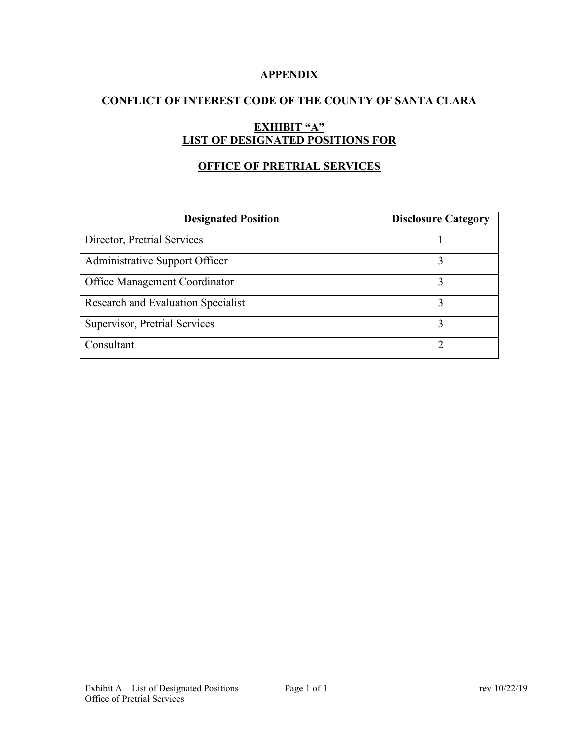# APPENDIX

## CONFLICT OF INTEREST CODE OF THE COUNTY OF SANTA CLARA

## EXHIBIT "A"
## LIST OF DESIGNATED POSITIONS FOR

## OFFICE OF PRETRIAL SERVICES

| Designated Position | Disclosure Category |
|---|---|
| Director, Pretrial Services | 1 |
| Administrative Support Officer | 3 |
| Office Management Coordinator | 3 |
| Research and Evaluation Specialist | 3 |
| Supervisor, Pretrial Services | 3 |
| Consultant | 2 |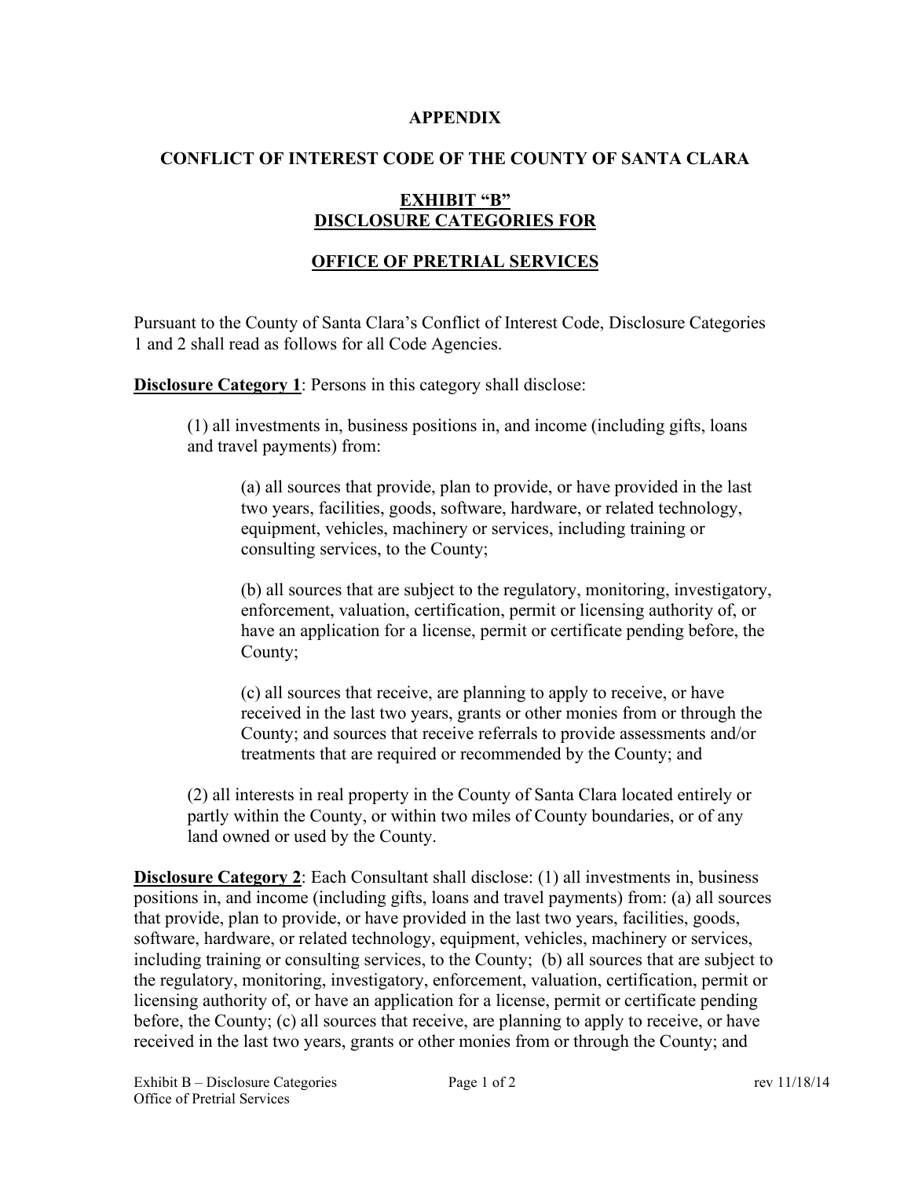**APPENDIX**

**CONFLICT OF INTEREST CODE OF THE COUNTY OF SANTA CLARA**

**EXHIBIT "B"**
**DISCLOSURE CATEGORIES FOR**

**OFFICE OF PRETRIAL SERVICES**

Pursuant to the County of Santa Clara's Conflict of Interest Code, Disclosure Categories 1 and 2 shall read as follows for all Code Agencies.

**Disclosure Category 1**: Persons in this category shall disclose:

(1) all investments in, business positions in, and income (including gifts, loans and travel payments) from:

(a) all sources that provide, plan to provide, or have provided in the last two years, facilities, goods, software, hardware, or related technology, equipment, vehicles, machinery or services, including training or consulting services, to the County;

(b) all sources that are subject to the regulatory, monitoring, investigatory, enforcement, valuation, certification, permit or licensing authority of, or have an application for a license, permit or certificate pending before, the County;

(c) all sources that receive, are planning to apply to receive, or have received in the last two years, grants or other monies from or through the County; and sources that receive referrals to provide assessments and/or treatments that are required or recommended by the County; and

(2) all interests in real property in the County of Santa Clara located entirely or partly within the County, or within two miles of County boundaries, or of any land owned or used by the County.

**Disclosure Category 2**: Each Consultant shall disclose: (1) all investments in, business positions in, and income (including gifts, loans and travel payments) from: (a) all sources that provide, plan to provide, or have provided in the last two years, facilities, goods, software, hardware, or related technology, equipment, vehicles, machinery or services, including training or consulting services, to the County; (b) all sources that are subject to the regulatory, monitoring, investigatory, enforcement, valuation, certification, permit or licensing authority of, or have an application for a license, permit or certificate pending before, the County; (c) all sources that receive, are planning to apply to receive, or have received in the last two years, grants or other monies from or through the County; and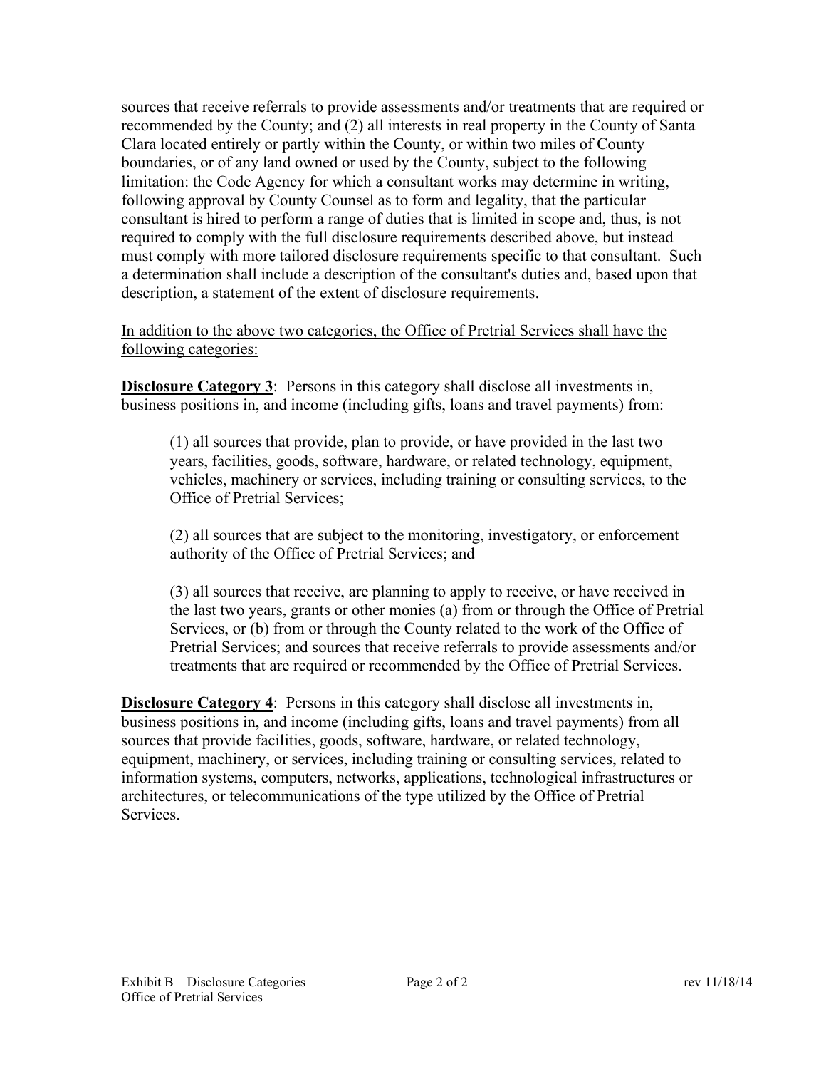sources that receive referrals to provide assessments and/or treatments that are required or recommended by the County; and (2) all interests in real property in the County of Santa Clara located entirely or partly within the County, or within two miles of County boundaries, or of any land owned or used by the County, subject to the following limitation: the Code Agency for which a consultant works may determine in writing, following approval by County Counsel as to form and legality, that the particular consultant is hired to perform a range of duties that is limited in scope and, thus, is not required to comply with the full disclosure requirements described above, but instead must comply with more tailored disclosure requirements specific to that consultant. Such a determination shall include a description of the consultant's duties and, based upon that description, a statement of the extent of disclosure requirements.

<u>In addition to the above two categories, the Office of Pretrial Services shall have the following categories:</u>

**<u>Disclosure Category 3</u>**: Persons in this category shall disclose all investments in, business positions in, and income (including gifts, loans and travel payments) from:

> (1) all sources that provide, plan to provide, or have provided in the last two years, facilities, goods, software, hardware, or related technology, equipment, vehicles, machinery or services, including training or consulting services, to the Office of Pretrial Services;
>
> (2) all sources that are subject to the monitoring, investigatory, or enforcement authority of the Office of Pretrial Services; and
>
> (3) all sources that receive, are planning to apply to receive, or have received in the last two years, grants or other monies (a) from or through the Office of Pretrial Services, or (b) from or through the County related to the work of the Office of Pretrial Services; and sources that receive referrals to provide assessments and/or treatments that are required or recommended by the Office of Pretrial Services.

**<u>Disclosure Category 4</u>**: Persons in this category shall disclose all investments in, business positions in, and income (including gifts, loans and travel payments) from all sources that provide facilities, goods, software, hardware, or related technology, equipment, machinery, or services, including training or consulting services, related to information systems, computers, networks, applications, technological infrastructures or architectures, or telecommunications of the type utilized by the Office of Pretrial Services.